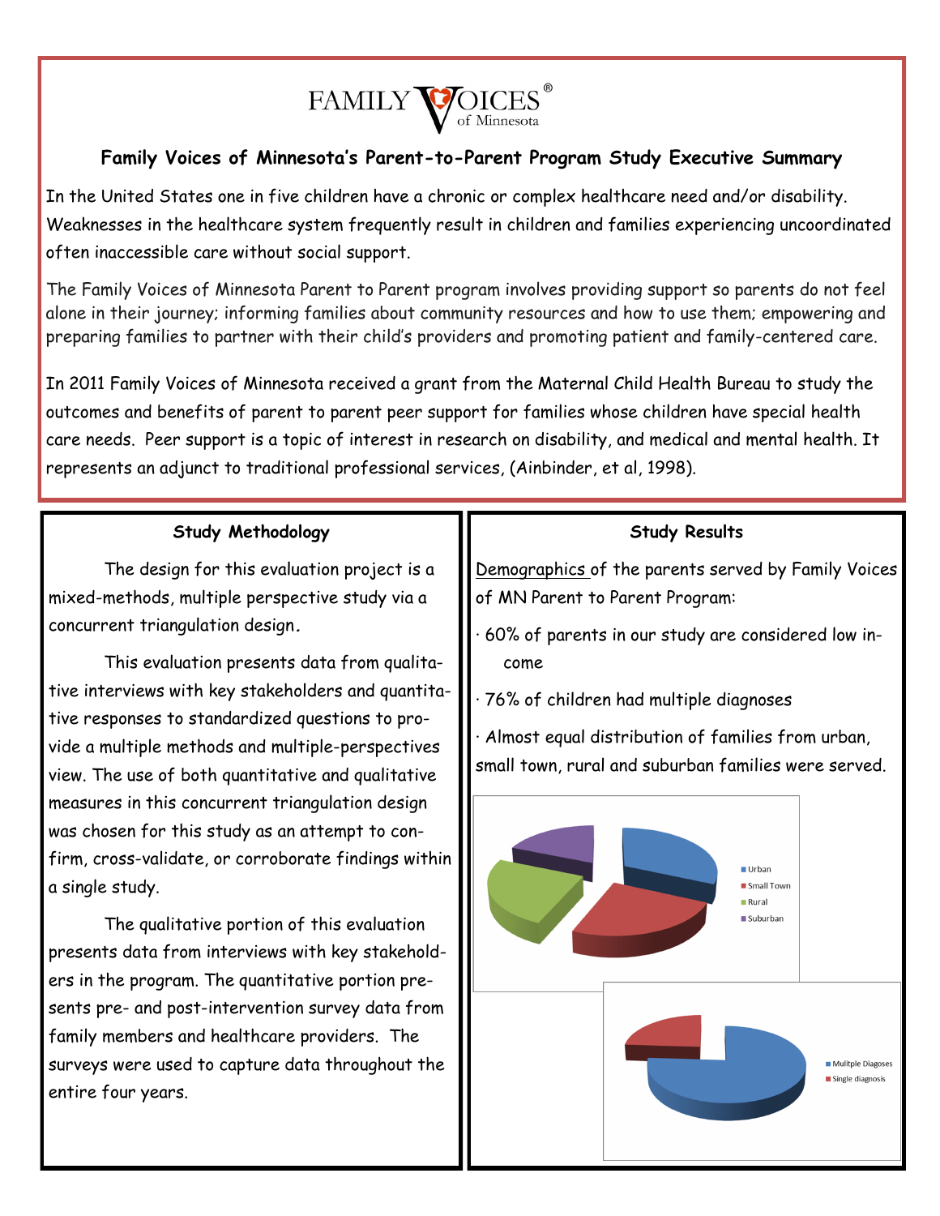FAMILY VOICES® of Minnesota

# Family Voices of Minnesota's Parent-to-Parent Program Study Executive Summary

In the United States one in five children have a chronic or complex healthcare need and/or disability. Weaknesses in the healthcare system frequently result in children and families experiencing uncoordinated often inaccessible care without social support.

The Family Voices of Minnesota Parent to Parent program involves providing support so parents do not feel alone in their journey; informing families about community resources and how to use them; empowering and preparing families to partner with their child's providers and promoting patient and family-centered care.

In 2011 Family Voices of Minnesota received a grant from the Maternal Child Health Bureau to study the outcomes and benefits of parent to parent peer support for families whose children have special health care needs. Peer support is a topic of interest in research on disability, and medical and mental health. It represents an adjunct to traditional professional services, (Ainbinder, et al, 1998).

## Study Methodology

The design for this evaluation project is a mixed-methods, multiple perspective study via a concurrent triangulation design.

This evaluation presents data from qualitative interviews with key stakeholders and quantitative responses to standardized questions to provide a multiple methods and multiple-perspectives view. The use of both quantitative and qualitative measures in this concurrent triangulation design was chosen for this study as an attempt to confirm, cross-validate, or corroborate findings within a single study.

The qualitative portion of this evaluation presents data from interviews with key stakeholders in the program. The quantitative portion presents pre- and post-intervention survey data from family members and healthcare providers. The surveys were used to capture data throughout the entire four years.

## Study Results

Demographics of the parents served by Family Voices of MN Parent to Parent Program:

- 60% of parents in our study are considered low income
- 76% of children had multiple diagnoses
- Almost equal distribution of families from urban, small town, rural and suburban families were served.

Urban, Small Town, Rural, Suburban

Mulitple Diagoses, Single diagnosis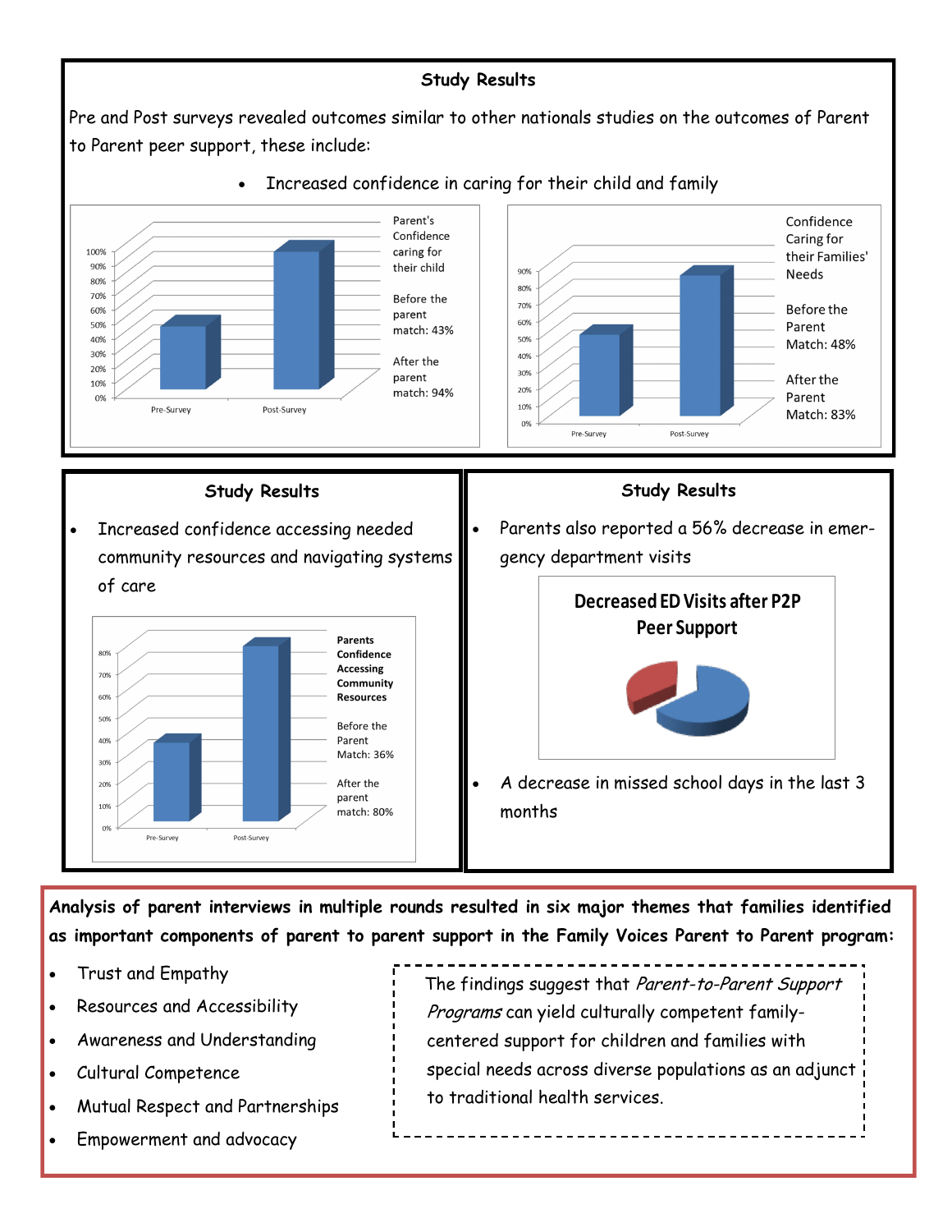## Study Results

Pre and Post surveys revealed outcomes similar to other nationals studies on the outcomes of Parent to Parent peer support, these include:

- Increased confidence in caring for their child and family

100%
90%
80%
70%
60%
50%
40%
30%
20%
10%
0%
Pre-Survey
Post-Survey

Parent's Confidence caring for their child

Before the parent match: 43%

After the parent match: 94%

90%
80%
70%
60%
50%
40%
30%
20%
10%
0%
Pre-Survey
Post-Survey

Confidence Caring for their Families' Needs

Before the Parent Match: 48%

After the Parent Match: 83%

## Study Results

- Increased confidence accessing needed community resources and navigating systems of care

80%
70%
60%
50%
40%
30%
20%
10%
0%
Pre-Survey
Post-Survey

**Parents Confidence Accessing Community Resources**

Before the Parent Match: 36%

After the parent match: 80%

## Study Results

- Parents also reported a 56% decrease in emergency department visits

**Decreased ED Visits after P2P Peer Support**

- A decrease in missed school days in the last 3 months

**Analysis of parent interviews in multiple rounds resulted in six major themes that families identified as important components of parent to parent support in the Family Voices Parent to Parent program:**

- Trust and Empathy
- Resources and Accessibility
- Awareness and Understanding
- Cultural Competence
- Mutual Respect and Partnerships
- Empowerment and advocacy

The findings suggest that *Parent-to-Parent Support Programs* can yield culturally competent family-centered support for children and families with special needs across diverse populations as an adjunct to traditional health services.